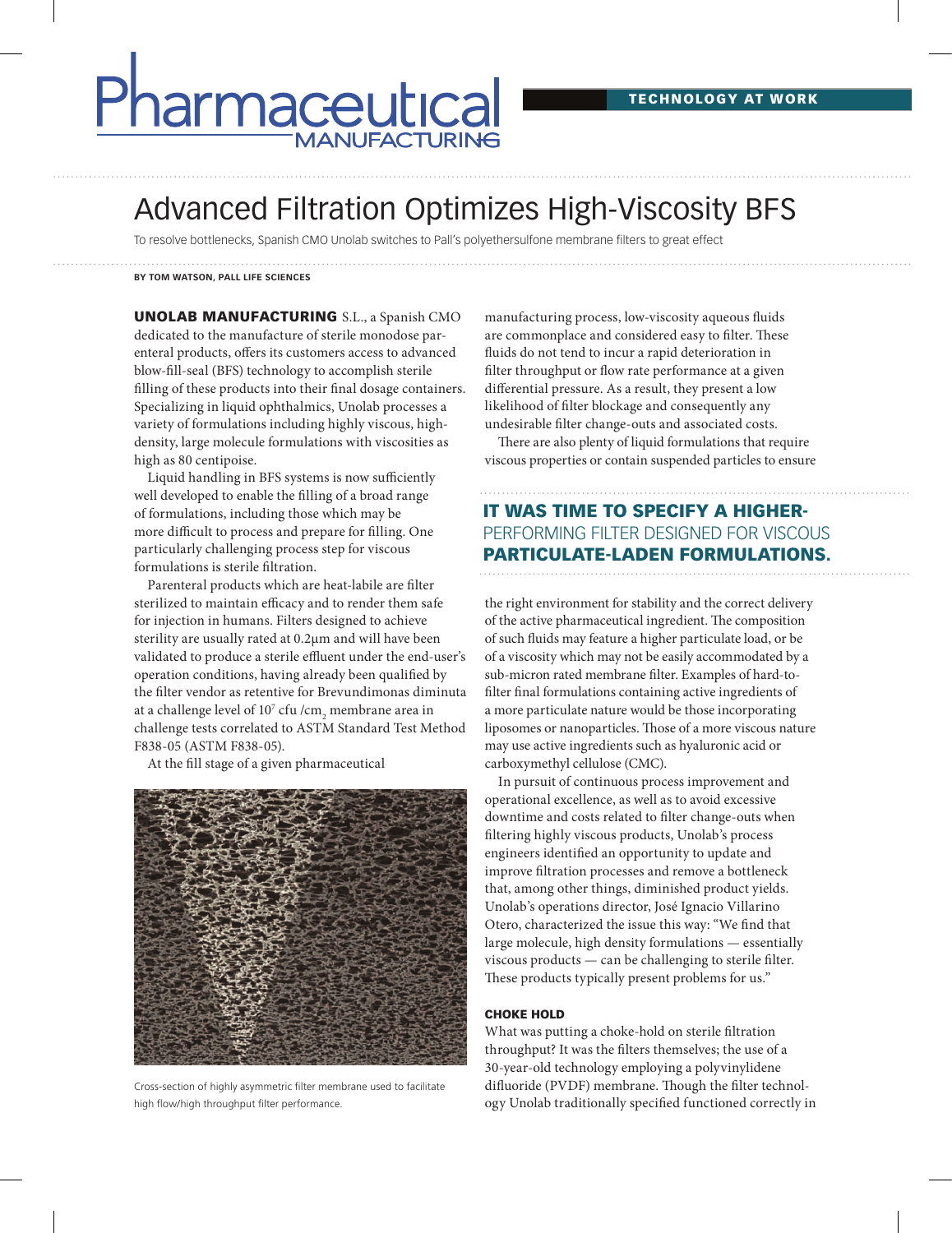# Advanced Filtration Optimizes High-Viscosity BFS

To resolve bottlenecks, Spanish CMO Unolab switches to Pall's polyethersulfone membrane filters to great effect

**BY TOM WATSON, PALL LIFE SCIENCES**

**UNOLAB MANUFACTURING** S.L., a Spanish CMO dedicated to the manufacture of sterile monodose parenteral products, offers its customers access to advanced blow-fill-seal (BFS) technology to accomplish sterile filling of these products into their final dosage containers. Specializing in liquid ophthalmics, Unolab processes a variety of formulations including highly viscous, high-density, large molecule formulations with viscosities as high as 80 centipoise.

Liquid handling in BFS systems is now sufficiently well developed to enable the filling of a broad range of formulations, including those which may be more difficult to process and prepare for filling. One particularly challenging process step for viscous formulations is sterile filtration.

Parenteral products which are heat-labile are filter sterilized to maintain efficacy and to render them safe for injection in humans. Filters designed to achieve sterility are usually rated at 0.2µm and will have been validated to produce a sterile effluent under the end-user's operation conditions, having already been qualified by the filter vendor as retentive for Brevundimonas diminuta at a challenge level of $10^7$ cfu /$cm_2$ membrane area in challenge tests correlated to ASTM Standard Test Method F838-05 (ASTM F838-05).

At the fill stage of a given pharmaceutical manufacturing process, low-viscosity aqueous fluids are commonplace and considered easy to filter. These fluids do not tend to incur a rapid deterioration in filter throughput or flow rate performance at a given differential pressure. As a result, they present a low likelihood of filter blockage and consequently any undesirable filter change-outs and associated costs.

Cross-section of highly asymmetric filter membrane used to facilitate high flow/high throughput filter performance.

There are also plenty of liquid formulations that require viscous properties or contain suspended particles to ensure the right environment for stability and the correct delivery of the active pharmaceutical ingredient. The composition of such fluids may feature a higher particulate load, or be of a viscosity which may not be easily accommodated by a sub-micron rated membrane filter. Examples of hard-to-filter final formulations containing active ingredients of a more particulate nature would be those incorporating liposomes or nanoparticles. Those of a more viscous nature may use active ingredients such as hyaluronic acid or carboxymethyl cellulose (CMC).

> **IT WAS TIME TO SPECIFY A HIGHER-PERFORMING FILTER DESIGNED FOR VISCOUS PARTICULATE-LADEN FORMULATIONS.**

In pursuit of continuous process improvement and operational excellence, as well as to avoid excessive downtime and costs related to filter change-outs when filtering highly viscous products, Unolab's process engineers identified an opportunity to update and improve filtration processes and remove a bottleneck that, among other things, diminished product yields. Unolab's operations director, José Ignacio Villarino Otero, characterized the issue this way: "We find that large molecule, high density formulations — essentially viscous products — can be challenging to sterile filter. These products typically present problems for us."

### CHOKE HOLD

What was putting a choke-hold on sterile filtration throughput? It was the filters themselves; the use of a 30-year-old technology employing a polyvinylidene difluoride (PVDF) membrane. Though the filter technology Unolab traditionally specified functioned correctly in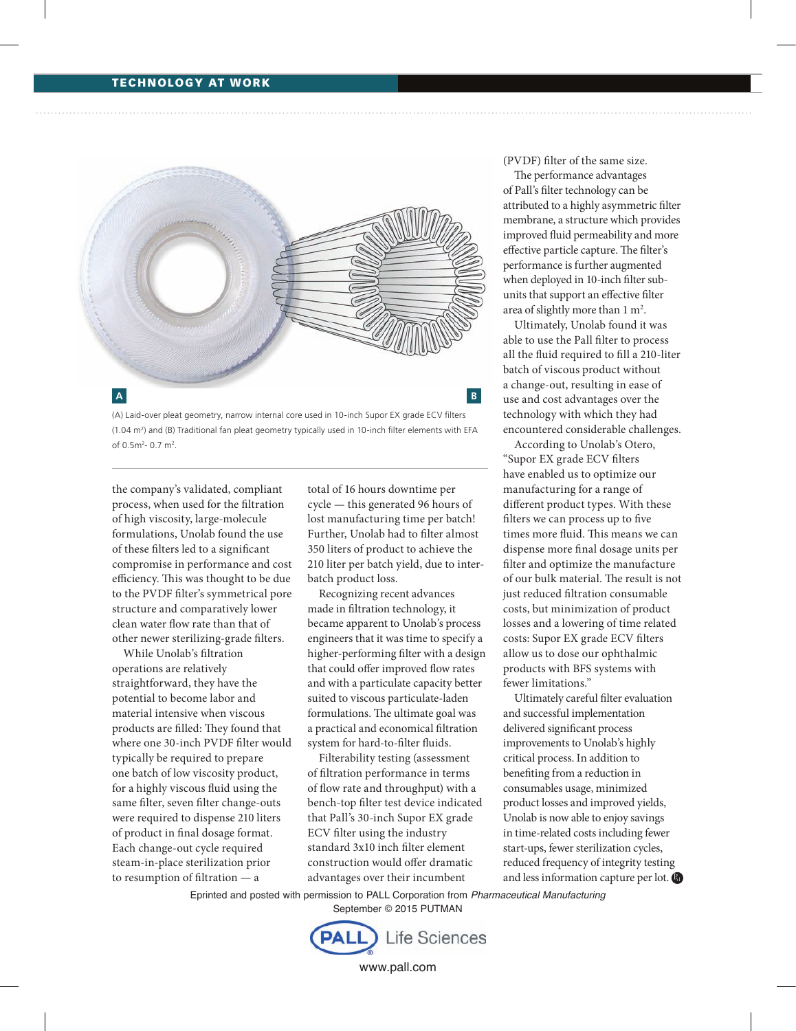(A) Laid-over pleat geometry, narrow internal core used in 10-inch Supor EX grade ECV filters (1.04 m$^2$) and (B) Traditional fan pleat geometry typically used in 10-inch filter elements with EFA of 0.5m$^2$- 0.7 m$^2$.

the company's validated, compliant process, when used for the filtration of high viscosity, large-molecule formulations, Unolab found the use of these filters led to a significant compromise in performance and cost efficiency. This was thought to be due to the PVDF filter's symmetrical pore structure and comparatively lower clean water flow rate than that of other newer sterilizing-grade filters.

While Unolab's filtration operations are relatively straightforward, they have the potential to become labor and material intensive when viscous products are filled: They found that where one 30-inch PVDF filter would typically be required to prepare one batch of low viscosity product, for a highly viscous fluid using the same filter, seven filter change-outs were required to dispense 210 liters of product in final dosage format. Each change-out cycle required steam-in-place sterilization prior to resumption of filtration — a total of 16 hours downtime per cycle — this generated 96 hours of lost manufacturing time per batch! Further, Unolab had to filter almost 350 liters of product to achieve the 210 liter per batch yield, due to inter-batch product loss.

Recognizing recent advances made in filtration technology, it became apparent to Unolab's process engineers that it was time to specify a higher-performing filter with a design that could offer improved flow rates and with a particulate capacity better suited to viscous particulate-laden formulations. The ultimate goal was a practical and economical filtration system for hard-to-filter fluids.

Filterability testing (assessment of filtration performance in terms of flow rate and throughput) with a bench-top filter test device indicated that Pall's 30-inch Supor EX grade ECV filter using the industry standard 3x10 inch filter element construction would offer dramatic advantages over their incumbent (PVDF) filter of the same size.

The performance advantages of Pall's filter technology can be attributed to a highly asymmetric filter membrane, a structure which provides improved fluid permeability and more effective particle capture. The filter's performance is further augmented when deployed in 10-inch filter sub-units that support an effective filter area of slightly more than 1 m$^2$.

Ultimately, Unolab found it was able to use the Pall filter to process all the fluid required to fill a 210-liter batch of viscous product without a change-out, resulting in ease of use and cost advantages over the technology with which they had encountered considerable challenges.

According to Unolab's Otero, "Supor EX grade ECV filters have enabled us to optimize our manufacturing for a range of different product types. With these filters we can process up to five times more fluid. This means we can dispense more final dosage units per filter and optimize the manufacture of our bulk material. The result is not just reduced filtration consumable costs, but minimization of product losses and a lowering of time related costs: Supor EX grade ECV filters allow us to dose our ophthalmic products with BFS systems with fewer limitations."

Ultimately careful filter evaluation and successful implementation delivered significant process improvements to Unolab's highly critical process. In addition to benefiting from a reduction in consumables usage, minimized product losses and improved yields, Unolab is now able to enjoy savings in time-related costs including fewer start-ups, fewer sterilization cycles, reduced frequency of integrity testing and less information capture per lot.

Eprinted and posted with permission to PALL Corporation from *Pharmaceutical Manufacturing* September © 2015 PUTMAN

PALL Life Sciences

www.pall.com